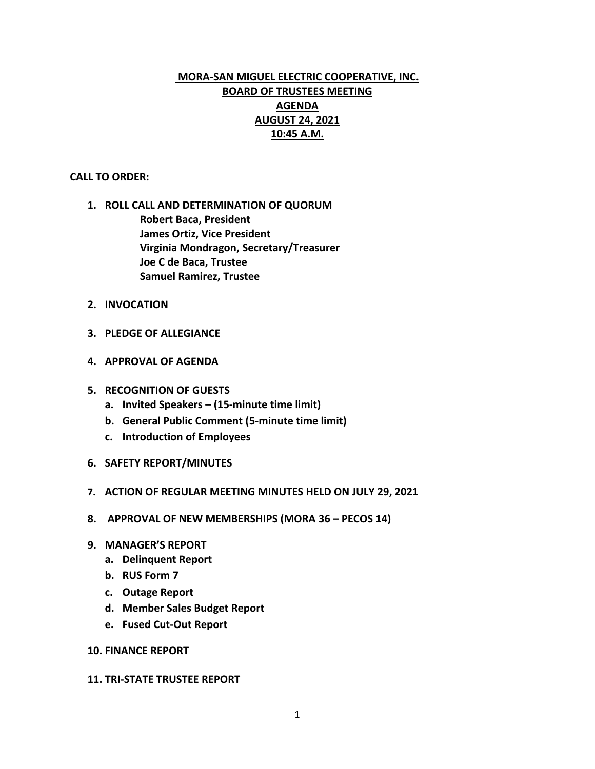# MORA-SAN MIGUEL ELECTRIC COOPERATIVE, INC.
## BOARD OF TRUSTEES MEETING
## AGENDA
## AUGUST 24, 2021
## 10:45 A.M.

**CALL TO ORDER:**

1. **ROLL CALL AND DETERMINATION OF QUORUM**
   - **Robert Baca, President**
   - **James Ortiz, Vice President**
   - **Virginia Mondragon, Secretary/Treasurer**
   - **Joe C de Baca, Trustee**
   - **Samuel Ramirez, Trustee**

2. **INVOCATION**

3. **PLEDGE OF ALLEGIANCE**

4. **APPROVAL OF AGENDA**

5. **RECOGNITION OF GUESTS**
   a. **Invited Speakers – (15-minute time limit)**
   b. **General Public Comment (5-minute time limit)**
   c. **Introduction of Employees**

6. **SAFETY REPORT/MINUTES**

7. **ACTION OF REGULAR MEETING MINUTES HELD ON JULY 29, 2021**

8. **APPROVAL OF NEW MEMBERSHIPS (MORA 36 – PECOS 14)**

9. **MANAGER'S REPORT**
   a. **Delinquent Report**
   b. **RUS Form 7**
   c. **Outage Report**
   d. **Member Sales Budget Report**
   e. **Fused Cut-Out Report**

10. **FINANCE REPORT**

11. **TRI-STATE TRUSTEE REPORT**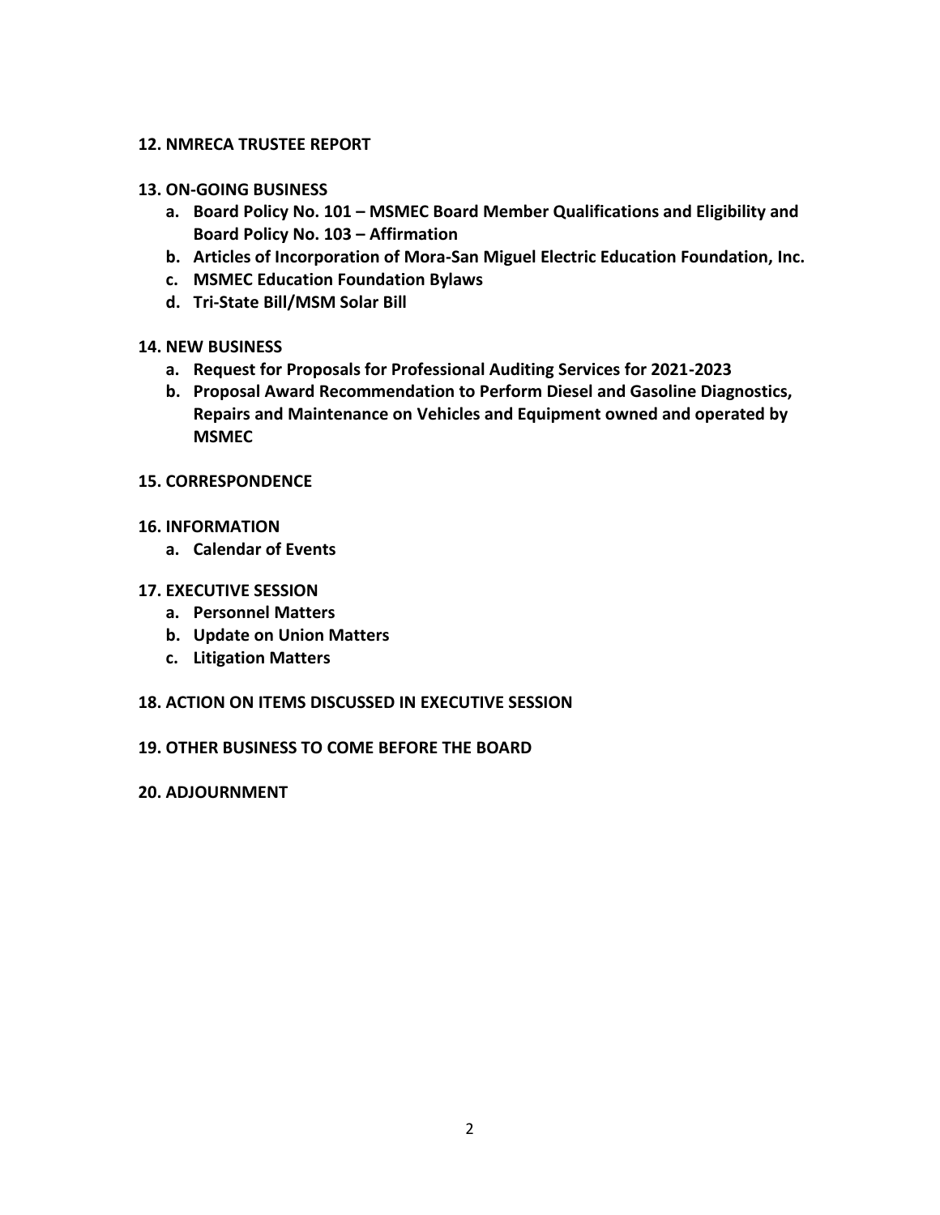**12. NMRECA TRUSTEE REPORT**

**13. ON-GOING BUSINESS**

- **a. Board Policy No. 101 – MSMEC Board Member Qualifications and Eligibility and Board Policy No. 103 – Affirmation**
- **b. Articles of Incorporation of Mora-San Miguel Electric Education Foundation, Inc.**
- **c. MSMEC Education Foundation Bylaws**
- **d. Tri-State Bill/MSM Solar Bill**

**14. NEW BUSINESS**

- **a. Request for Proposals for Professional Auditing Services for 2021-2023**
- **b. Proposal Award Recommendation to Perform Diesel and Gasoline Diagnostics, Repairs and Maintenance on Vehicles and Equipment owned and operated by MSMEC**

**15. CORRESPONDENCE**

**16. INFORMATION**

- **a. Calendar of Events**

**17. EXECUTIVE SESSION**

- **a. Personnel Matters**
- **b. Update on Union Matters**
- **c. Litigation Matters**

**18. ACTION ON ITEMS DISCUSSED IN EXECUTIVE SESSION**

**19. OTHER BUSINESS TO COME BEFORE THE BOARD**

**20. ADJOURNMENT**